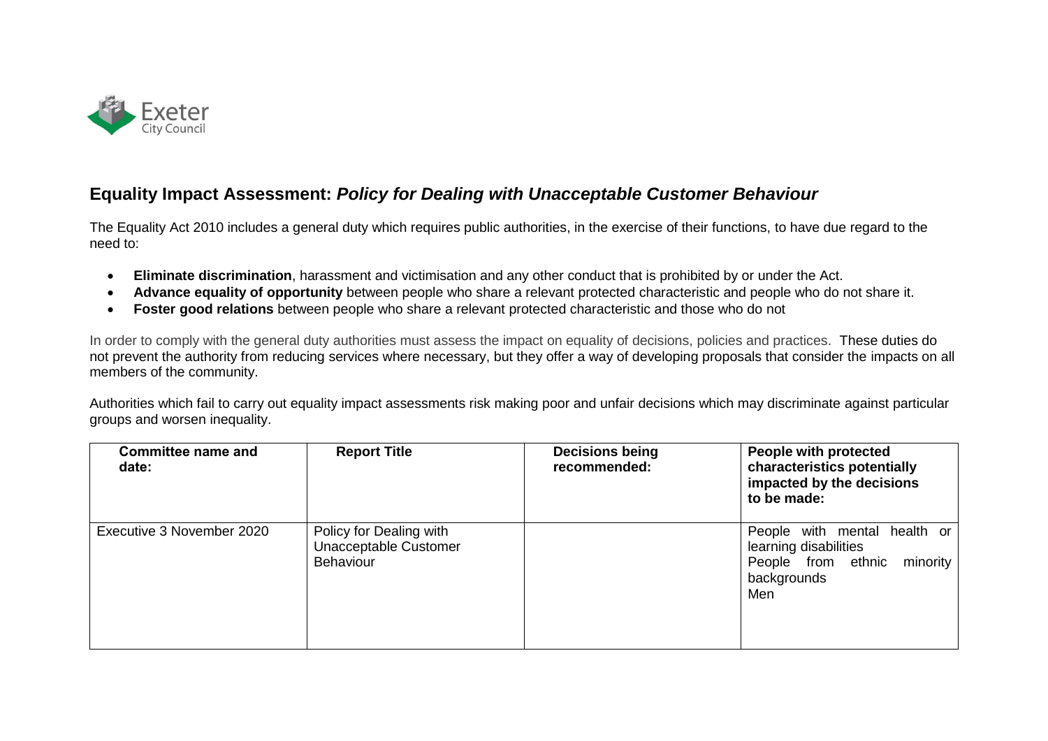Exeter City Council

## Equality Impact Assessment: *Policy for Dealing with Unacceptable Customer Behaviour*

The Equality Act 2010 includes a general duty which requires public authorities, in the exercise of their functions, to have due regard to the need to:

- **Eliminate discrimination**, harassment and victimisation and any other conduct that is prohibited by or under the Act.
- **Advance equality of opportunity** between people who share a relevant protected characteristic and people who do not share it.
- **Foster good relations** between people who share a relevant protected characteristic and those who do not

In order to comply with the general duty authorities must assess the impact on equality of decisions, policies and practices. These duties do not prevent the authority from reducing services where necessary, but they offer a way of developing proposals that consider the impacts on all members of the community.

Authorities which fail to carry out equality impact assessments risk making poor and unfair decisions which may discriminate against particular groups and worsen inequality.

| Committee name and date: | Report Title | Decisions being recommended: | People with protected characteristics potentially impacted by the decisions to be made: |
|---|---|---|---|
| Executive 3 November 2020 | Policy for Dealing with Unacceptable Customer Behaviour | | People with mental health or learning disabilities<br>People from ethnic minority backgrounds<br>Men |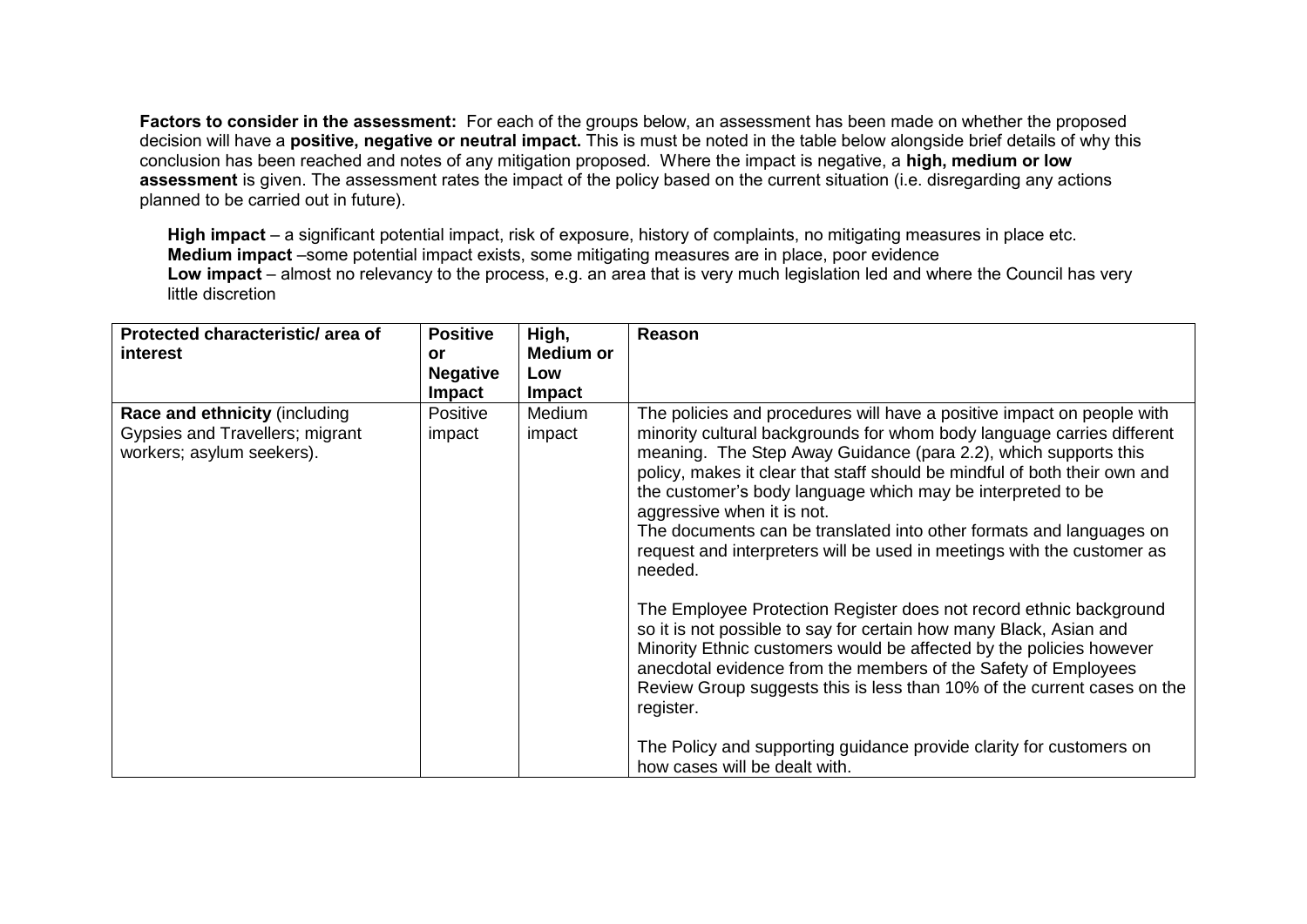**Factors to consider in the assessment:** For each of the groups below, an assessment has been made on whether the proposed decision will have a **positive, negative or neutral impact.** This is must be noted in the table below alongside brief details of why this conclusion has been reached and notes of any mitigation proposed. Where the impact is negative, a **high, medium or low assessment** is given. The assessment rates the impact of the policy based on the current situation (i.e. disregarding any actions planned to be carried out in future).

**High impact** – a significant potential impact, risk of exposure, history of complaints, no mitigating measures in place etc.
**Medium impact** –some potential impact exists, some mitigating measures are in place, poor evidence
**Low impact** – almost no relevancy to the process, e.g. an area that is very much legislation led and where the Council has very little discretion

| Protected characteristic/ area of interest | Positive or Negative Impact | High, Medium or Low Impact | Reason |
|---|---|---|---|
| **Race and ethnicity** (including Gypsies and Travellers; migrant workers; asylum seekers). | Positive impact | Medium impact | The policies and procedures will have a positive impact on people with minority cultural backgrounds for whom body language carries different meaning. The Step Away Guidance (para 2.2), which supports this policy, makes it clear that staff should be mindful of both their own and the customer's body language which may be interpreted to be aggressive when it is not.<br>The documents can be translated into other formats and languages on request and interpreters will be used in meetings with the customer as needed.<br><br>The Employee Protection Register does not record ethnic background so it is not possible to say for certain how many Black, Asian and Minority Ethnic customers would be affected by the policies however anecdotal evidence from the members of the Safety of Employees Review Group suggests this is less than 10% of the current cases on the register.<br><br>The Policy and supporting guidance provide clarity for customers on how cases will be dealt with. |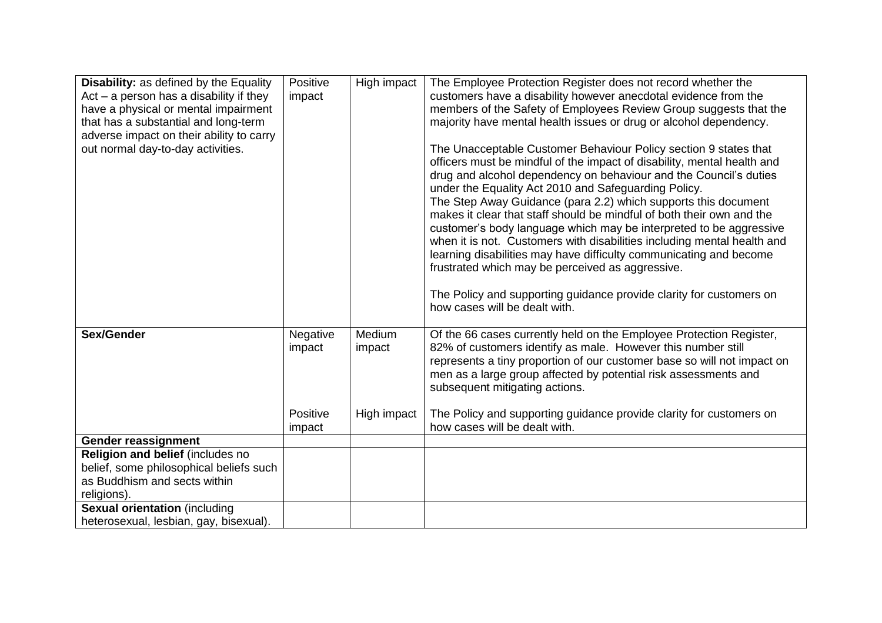| | | | |
|---|---|---|---|
| **Disability:** as defined by the Equality Act – a person has a disability if they have a physical or mental impairment that has a substantial and long-term adverse impact on their ability to carry out normal day-to-day activities. | Positive impact | High impact | The Employee Protection Register does not record whether the customers have a disability however anecdotal evidence from the members of the Safety of Employees Review Group suggests that the majority have mental health issues or drug or alcohol dependency.<br><br>The Unacceptable Customer Behaviour Policy section 9 states that officers must be mindful of the impact of disability, mental health and drug and alcohol dependency on behaviour and the Council's duties under the Equality Act 2010 and Safeguarding Policy.<br>The Step Away Guidance (para 2.2) which supports this document makes it clear that staff should be mindful of both their own and the customer's body language which may be interpreted to be aggressive when it is not. Customers with disabilities including mental health and learning disabilities may have difficulty communicating and become frustrated which may be perceived as aggressive.<br><br>The Policy and supporting guidance provide clarity for customers on how cases will be dealt with. |
| **Sex/Gender** | Negative impact<br><br><br><br>Positive impact | Medium impact<br><br><br><br>High impact | Of the 66 cases currently held on the Employee Protection Register, 82% of customers identify as male. However this number still represents a tiny proportion of our customer base so will not impact on men as a large group affected by potential risk assessments and subsequent mitigating actions.<br><br>The Policy and supporting guidance provide clarity for customers on how cases will be dealt with. |
| **Gender reassignment** | | | |
| **Religion and belief** (includes no belief, some philosophical beliefs such as Buddhism and sects within religions). | | | |
| **Sexual orientation** (including heterosexual, lesbian, gay, bisexual). | | | |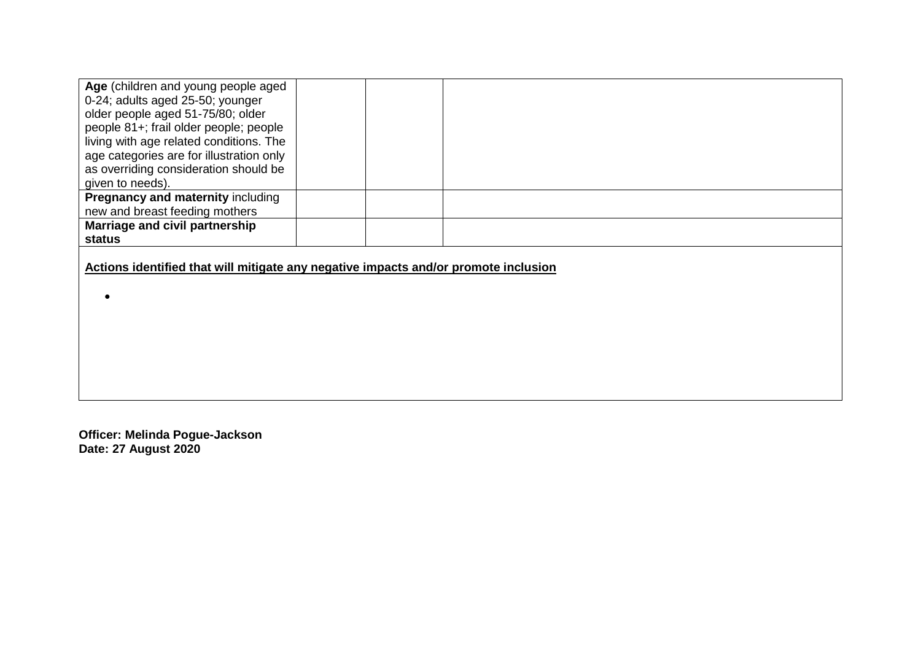| | | | |
|---|---|---|---|
| **Age** (children and young people aged 0-24; adults aged 25-50; younger older people aged 51-75/80; older people 81+; frail older people; people living with age related conditions. The age categories are for illustration only as overriding consideration should be given to needs). | | | |
| **Pregnancy and maternity** including new and breast feeding mothers | | | |
| **Marriage and civil partnership status** | | | |

**Actions identified that will mitigate any negative impacts and/or promote inclusion**

- 

**Officer: Melinda Pogue-Jackson**
**Date: 27 August 2020**